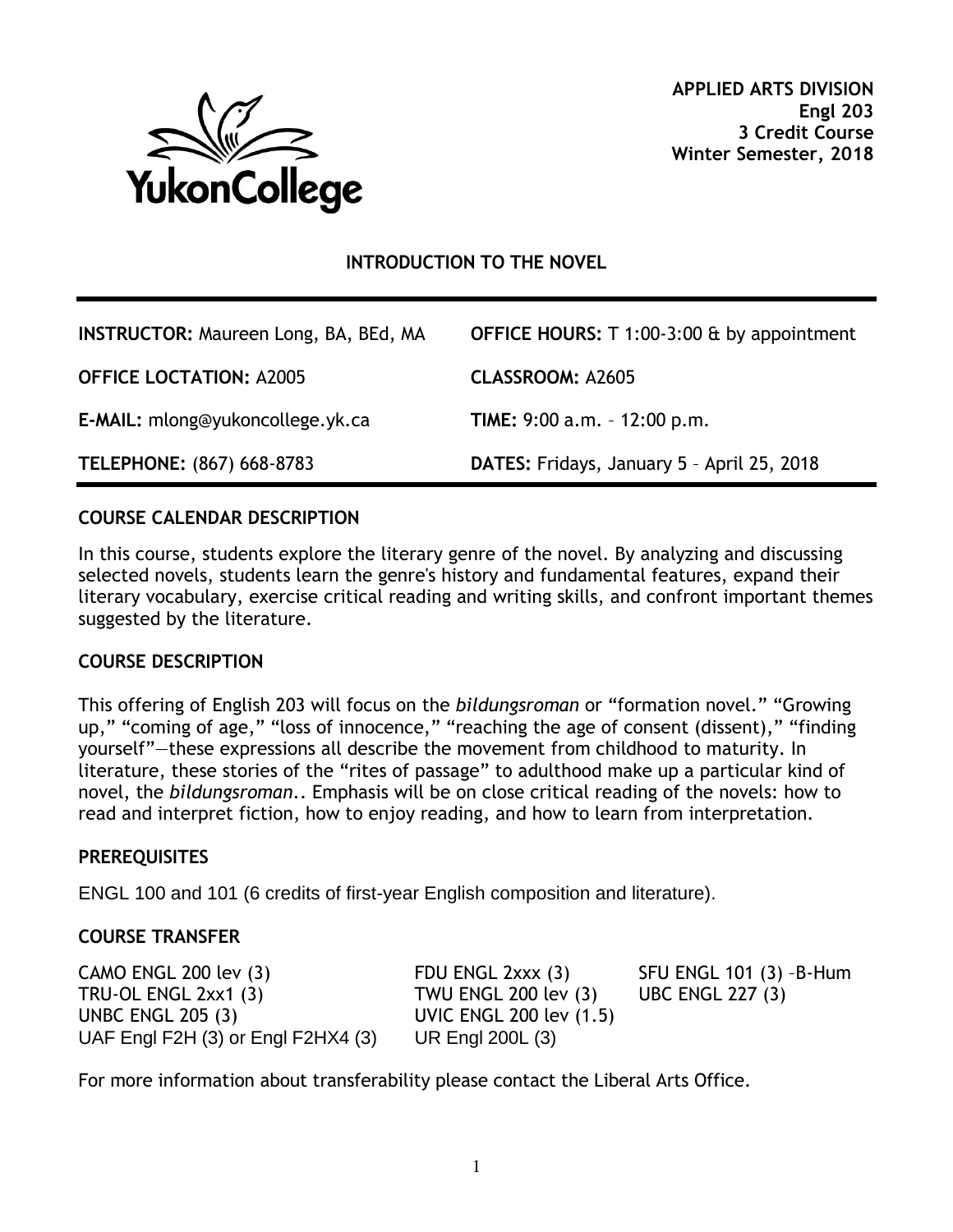YukonCollege

**APPLIED ARTS DIVISION**
**Engl 203**
**3 Credit Course**
**Winter Semester, 2018**

# INTRODUCTION TO THE NOVEL

| | |
|---|---|
| **INSTRUCTOR:** Maureen Long, BA, BEd, MA | **OFFICE HOURS:** T 1:00-3:00 & by appointment |
| **OFFICE LOCTATION:** A2005 | **CLASSROOM:** A2605 |
| **E-MAIL:** mlong@yukoncollege.yk.ca | **TIME:** 9:00 a.m. – 12:00 p.m. |
| **TELEPHONE:** (867) 668-8783 | **DATES:** Fridays, January 5 – April 25, 2018 |

## COURSE CALENDAR DESCRIPTION

In this course, students explore the literary genre of the novel. By analyzing and discussing selected novels, students learn the genre's history and fundamental features, expand their literary vocabulary, exercise critical reading and writing skills, and confront important themes suggested by the literature.

## COURSE DESCRIPTION

This offering of English 203 will focus on the *bildungsroman* or "formation novel." "Growing up," "coming of age," "loss of innocence," "reaching the age of consent (dissent)," "finding yourself"—these expressions all describe the movement from childhood to maturity. In literature, these stories of the "rites of passage" to adulthood make up a particular kind of novel, the *bildungsroman*.. Emphasis will be on close critical reading of the novels: how to read and interpret fiction, how to enjoy reading, and how to learn from interpretation.

## PREREQUISITES

ENGL 100 and 101 (6 credits of first-year English composition and literature).

## COURSE TRANSFER

| | | |
|---|---|---|
| CAMO ENGL 200 lev (3) | FDU ENGL 2xxx (3) | SFU ENGL 101 (3) –B-Hum |
| TRU-OL ENGL 2xx1 (3) | TWU ENGL 200 lev (3) | UBC ENGL 227 (3) |
| UNBC ENGL 205 (3) | UVIC ENGL 200 lev (1.5) | |
| UAF Engl F2H (3) or Engl F2HX4 (3) | UR Engl 200L (3) | |

For more information about transferability please contact the Liberal Arts Office.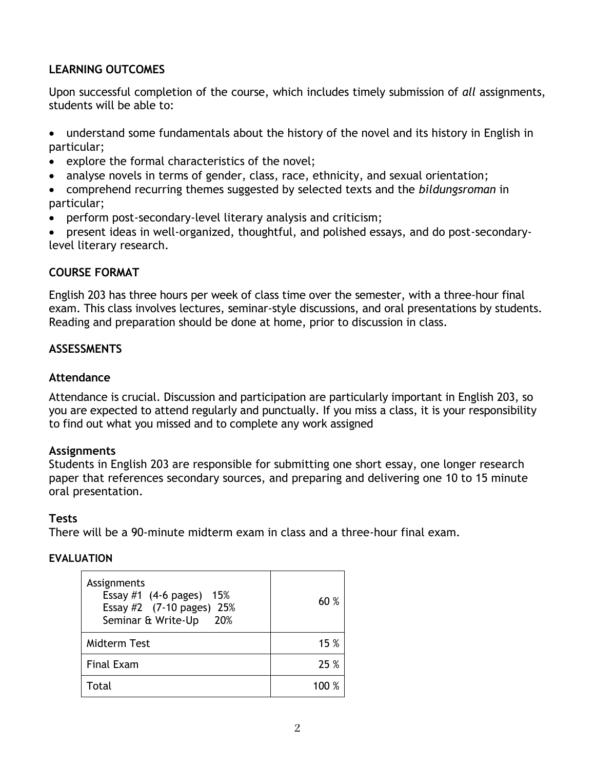## LEARNING OUTCOMES

Upon successful completion of the course, which includes timely submission of *all* assignments, students will be able to:

- understand some fundamentals about the history of the novel and its history in English in particular;
- explore the formal characteristics of the novel;
- analyse novels in terms of gender, class, race, ethnicity, and sexual orientation;
- comprehend recurring themes suggested by selected texts and the *bildungsroman* in particular;
- perform post-secondary-level literary analysis and criticism;
- present ideas in well-organized, thoughtful, and polished essays, and do post-secondary-level literary research.

## COURSE FORMAT

English 203 has three hours per week of class time over the semester, with a three-hour final exam. This class involves lectures, seminar-style discussions, and oral presentations by students. Reading and preparation should be done at home, prior to discussion in class.

## ASSESSMENTS

### Attendance

Attendance is crucial. Discussion and participation are particularly important in English 203, so you are expected to attend regularly and punctually. If you miss a class, it is your responsibility to find out what you missed and to complete any work assigned

### Assignments

Students in English 203 are responsible for submitting one short essay, one longer research paper that references secondary sources, and preparing and delivering one 10 to 15 minute oral presentation.

### Tests

There will be a 90-minute midterm exam in class and a three-hour final exam.

## EVALUATION

| | |
|---|---|
| Assignments<br>Essay #1 (4-6 pages) 15%<br>Essay #2 (7-10 pages) 25%<br>Seminar & Write-Up 20% | 60 % |
| Midterm Test | 15 % |
| Final Exam | 25 % |
| Total | 100 % |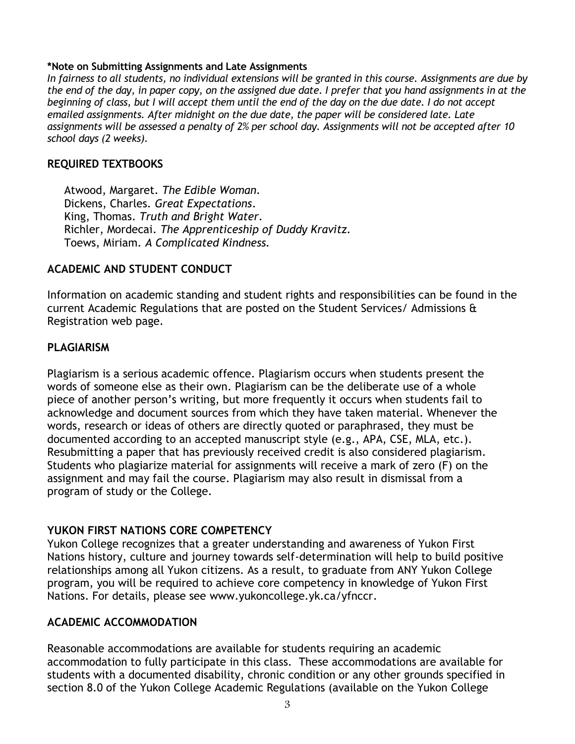**\*Note on Submitting Assignments and Late Assignments**

*In fairness to all students, no individual extensions will be granted in this course. Assignments are due by the end of the day, in paper copy, on the assigned due date. I prefer that you hand assignments in at the beginning of class, but I will accept them until the end of the day on the due date. I do not accept emailed assignments. After midnight on the due date, the paper will be considered late. Late assignments will be assessed a penalty of 2% per school day. Assignments will not be accepted after 10 school days (2 weeks).*

## REQUIRED TEXTBOOKS

Atwood, Margaret. *The Edible Woman.*
Dickens, Charles. *Great Expectations*.
King, Thomas. *Truth and Bright Water*.
Richler, Mordecai. *The Apprenticeship of Duddy Kravitz.*
Toews, Miriam. *A Complicated Kindness.*

## ACADEMIC AND STUDENT CONDUCT

Information on academic standing and student rights and responsibilities can be found in the current Academic Regulations that are posted on the Student Services/ Admissions & Registration web page.

## PLAGIARISM

Plagiarism is a serious academic offence. Plagiarism occurs when students present the words of someone else as their own. Plagiarism can be the deliberate use of a whole piece of another person's writing, but more frequently it occurs when students fail to acknowledge and document sources from which they have taken material. Whenever the words, research or ideas of others are directly quoted or paraphrased, they must be documented according to an accepted manuscript style (e.g., APA, CSE, MLA, etc.). Resubmitting a paper that has previously received credit is also considered plagiarism. Students who plagiarize material for assignments will receive a mark of zero (F) on the assignment and may fail the course. Plagiarism may also result in dismissal from a program of study or the College.

## YUKON FIRST NATIONS CORE COMPETENCY

Yukon College recognizes that a greater understanding and awareness of Yukon First Nations history, culture and journey towards self-determination will help to build positive relationships among all Yukon citizens. As a result, to graduate from ANY Yukon College program, you will be required to achieve core competency in knowledge of Yukon First Nations. For details, please see www.yukoncollege.yk.ca/yfnccr.

## ACADEMIC ACCOMMODATION

Reasonable accommodations are available for students requiring an academic accommodation to fully participate in this class. These accommodations are available for students with a documented disability, chronic condition or any other grounds specified in section 8.0 of the Yukon College Academic Regulations (available on the Yukon College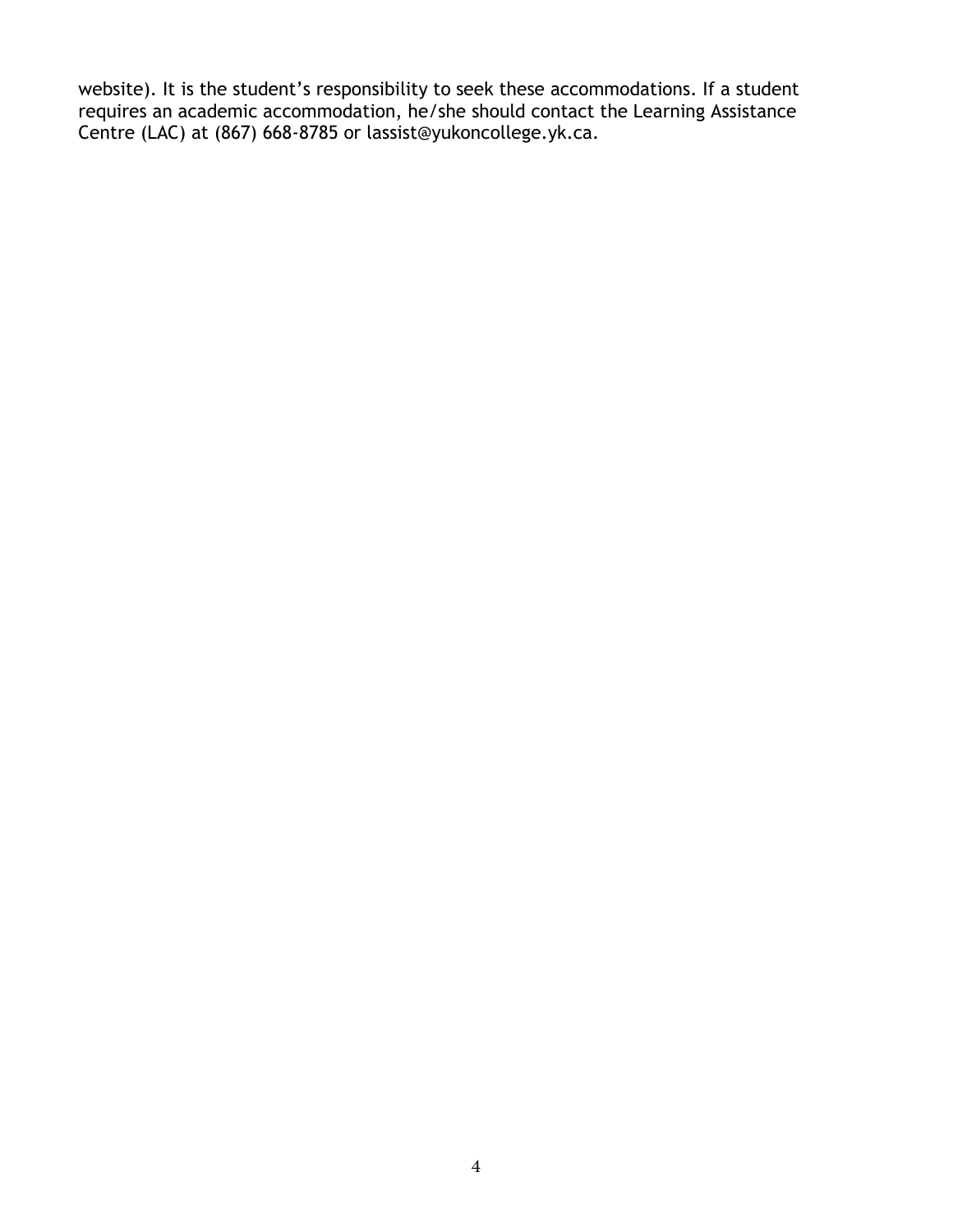website). It is the student's responsibility to seek these accommodations. If a student requires an academic accommodation, he/she should contact the Learning Assistance Centre (LAC) at (867) 668-8785 or lassist@yukoncollege.yk.ca.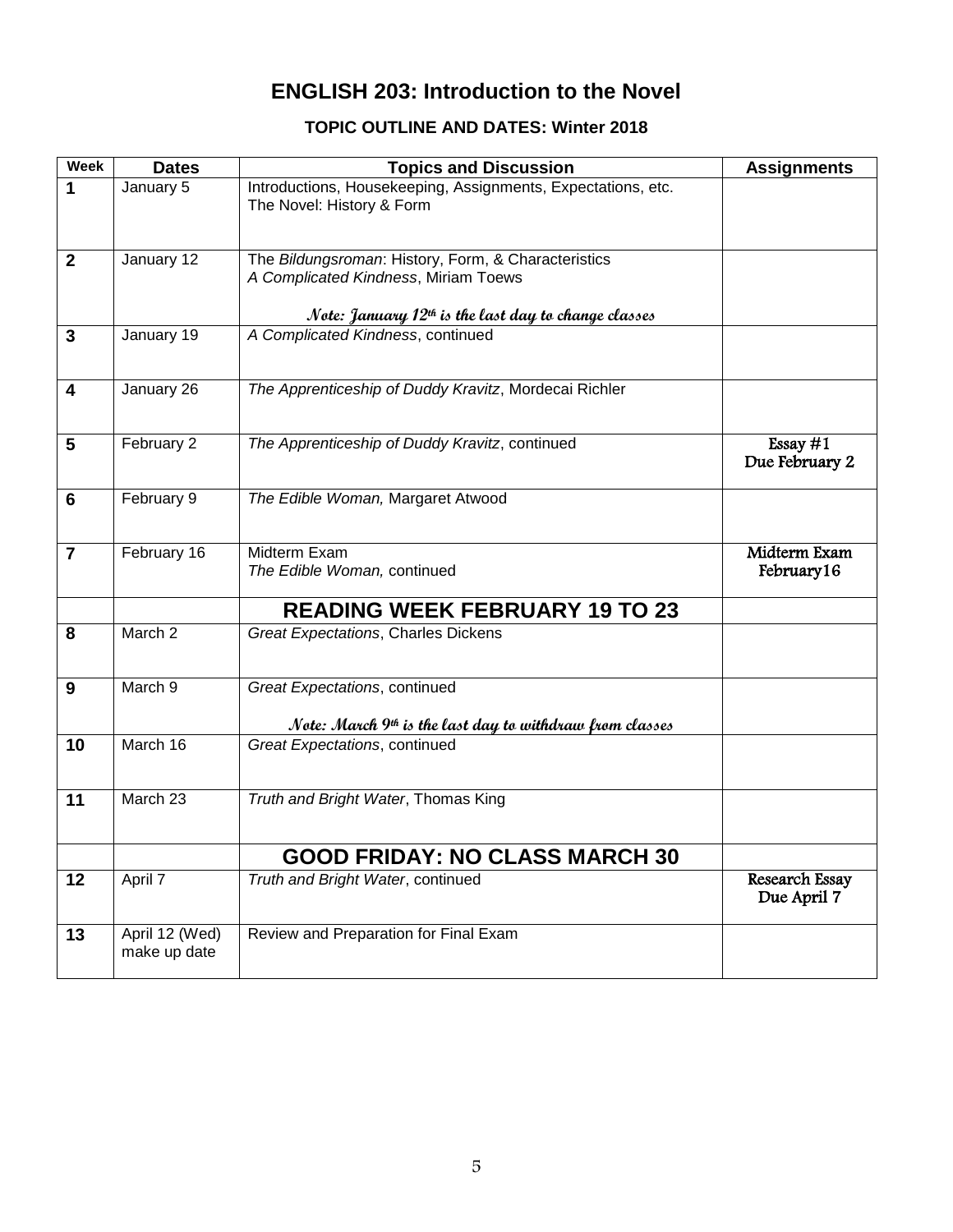# ENGLISH 203: Introduction to the Novel

## TOPIC OUTLINE AND DATES: Winter 2018

| Week | Dates | Topics and Discussion | Assignments |
| --- | --- | --- | --- |
| **1** | January 5 | Introductions, Housekeeping, Assignments, Expectations, etc.<br>The Novel: History & Form | |
| **2** | January 12 | The *Bildungsroman*: History, Form, & Characteristics<br>*A Complicated Kindness*, Miriam Toews<br>*Note: January 12th is the last day to change classes* | |
| **3** | January 19 | *A Complicated Kindness*, continued | |
| **4** | January 26 | *The Apprenticeship of Duddy Kravitz*, Mordecai Richler | |
| **5** | February 2 | *The Apprenticeship of Duddy Kravitz*, continued | Essay #1<br>Due February 2 |
| **6** | February 9 | *The Edible Woman,* Margaret Atwood | |
| **7** | February 16 | Midterm Exam<br>*The Edible Woman,* continued | Midterm Exam<br>February16 |
| | | **READING WEEK FEBRUARY 19 TO 23** | |
| **8** | March 2 | *Great Expectations*, Charles Dickens | |
| **9** | March 9 | *Great Expectations*, continued<br>*Note: March 9th is the last day to withdraw from classes* | |
| **10** | March 16 | *Great Expectations*, continued | |
| **11** | March 23 | *Truth and Bright Water*, Thomas King | |
| | | **GOOD FRIDAY: NO CLASS MARCH 30** | |
| **12** | April 7 | *Truth and Bright Water*, continued | Research Essay<br>Due April 7 |
| **13** | April 12 (Wed)<br>make up date | Review and Preparation for Final Exam | |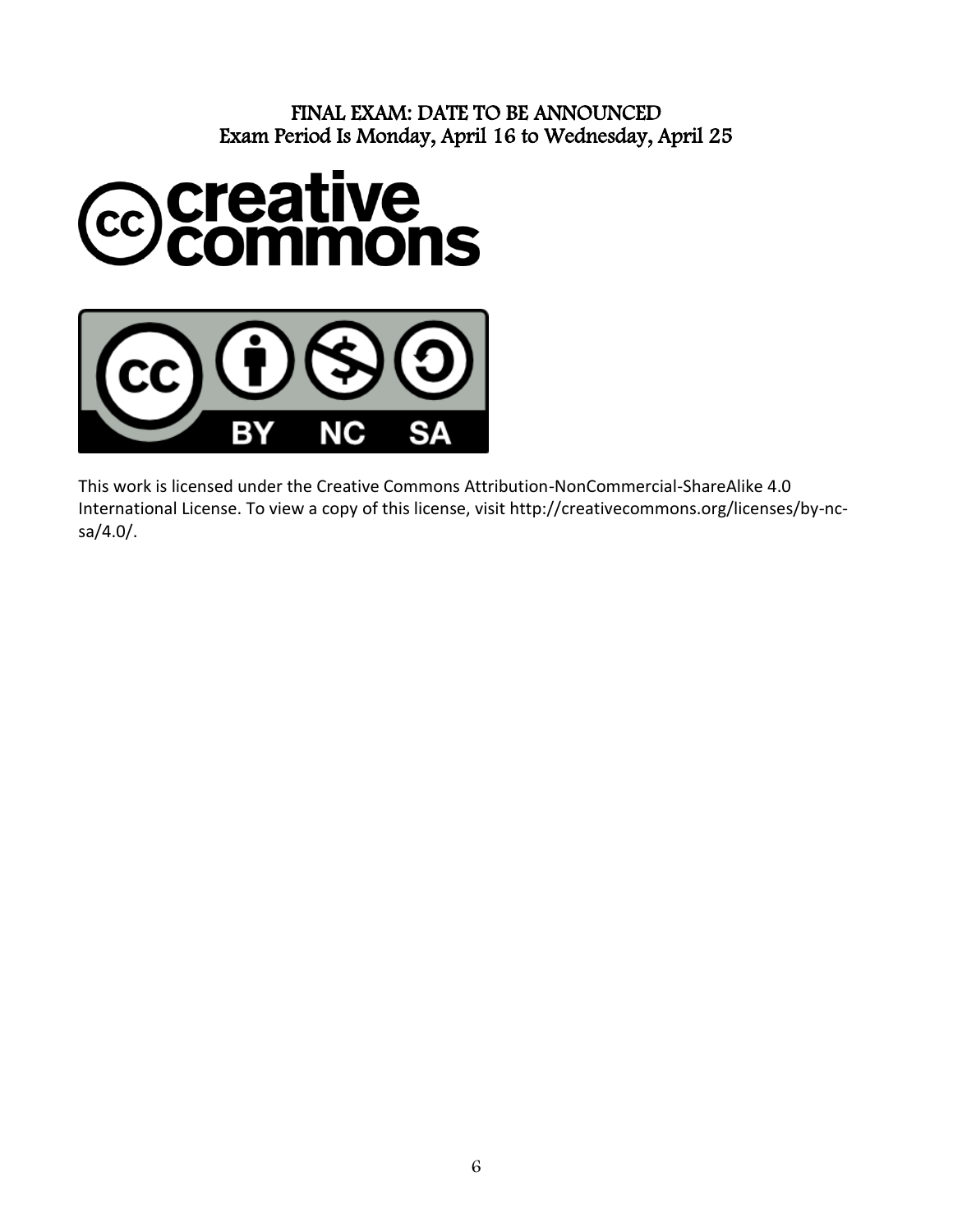**FINAL EXAM: DATE TO BE ANNOUNCED**
**Exam Period Is Monday, April 16 to Wednesday, April 25**

This work is licensed under the Creative Commons Attribution-NonCommercial-ShareAlike 4.0 International License. To view a copy of this license, visit http://creativecommons.org/licenses/by-nc-sa/4.0/.